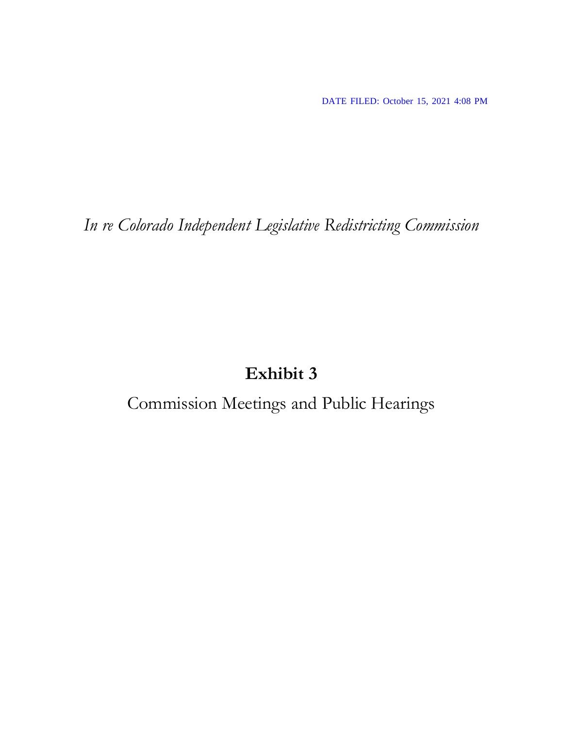DATE FILED: October 15, 2021 4:08 PM

*In re Colorado Independent Legislative Redistricting Commission*

# Exhibit 3

Commission Meetings and Public Hearings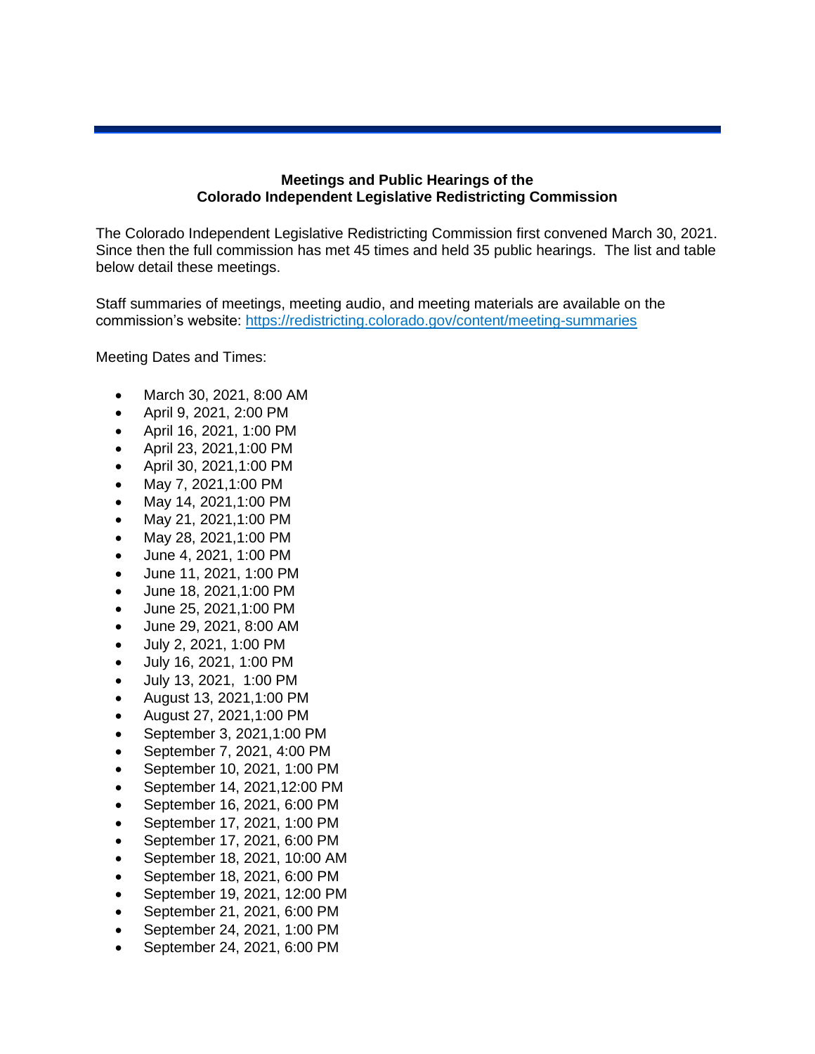**Meetings and Public Hearings of the Colorado Independent Legislative Redistricting Commission**

The Colorado Independent Legislative Redistricting Commission first convened March 30, 2021. Since then the full commission has met 45 times and held 35 public hearings. The list and table below detail these meetings.

Staff summaries of meetings, meeting audio, and meeting materials are available on the commission's website: [https://redistricting.colorado.gov/content/meeting-summaries](https://redistricting.colorado.gov/content/meeting-summaries)

Meeting Dates and Times:

- March 30, 2021, 8:00 AM
- April 9, 2021, 2:00 PM
- April 16, 2021, 1:00 PM
- April 23, 2021,1:00 PM
- April 30, 2021,1:00 PM
- May 7, 2021,1:00 PM
- May 14, 2021,1:00 PM
- May 21, 2021,1:00 PM
- May 28, 2021,1:00 PM
- June 4, 2021, 1:00 PM
- June 11, 2021, 1:00 PM
- June 18, 2021,1:00 PM
- June 25, 2021,1:00 PM
- June 29, 2021, 8:00 AM
- July 2, 2021, 1:00 PM
- July 16, 2021, 1:00 PM
- July 13, 2021, 1:00 PM
- August 13, 2021,1:00 PM
- August 27, 2021,1:00 PM
- September 3, 2021,1:00 PM
- September 7, 2021, 4:00 PM
- September 10, 2021, 1:00 PM
- September 14, 2021,12:00 PM
- September 16, 2021, 6:00 PM
- September 17, 2021, 1:00 PM
- September 17, 2021, 6:00 PM
- September 18, 2021, 10:00 AM
- September 18, 2021, 6:00 PM
- September 19, 2021, 12:00 PM
- September 21, 2021, 6:00 PM
- September 24, 2021, 1:00 PM
- September 24, 2021, 6:00 PM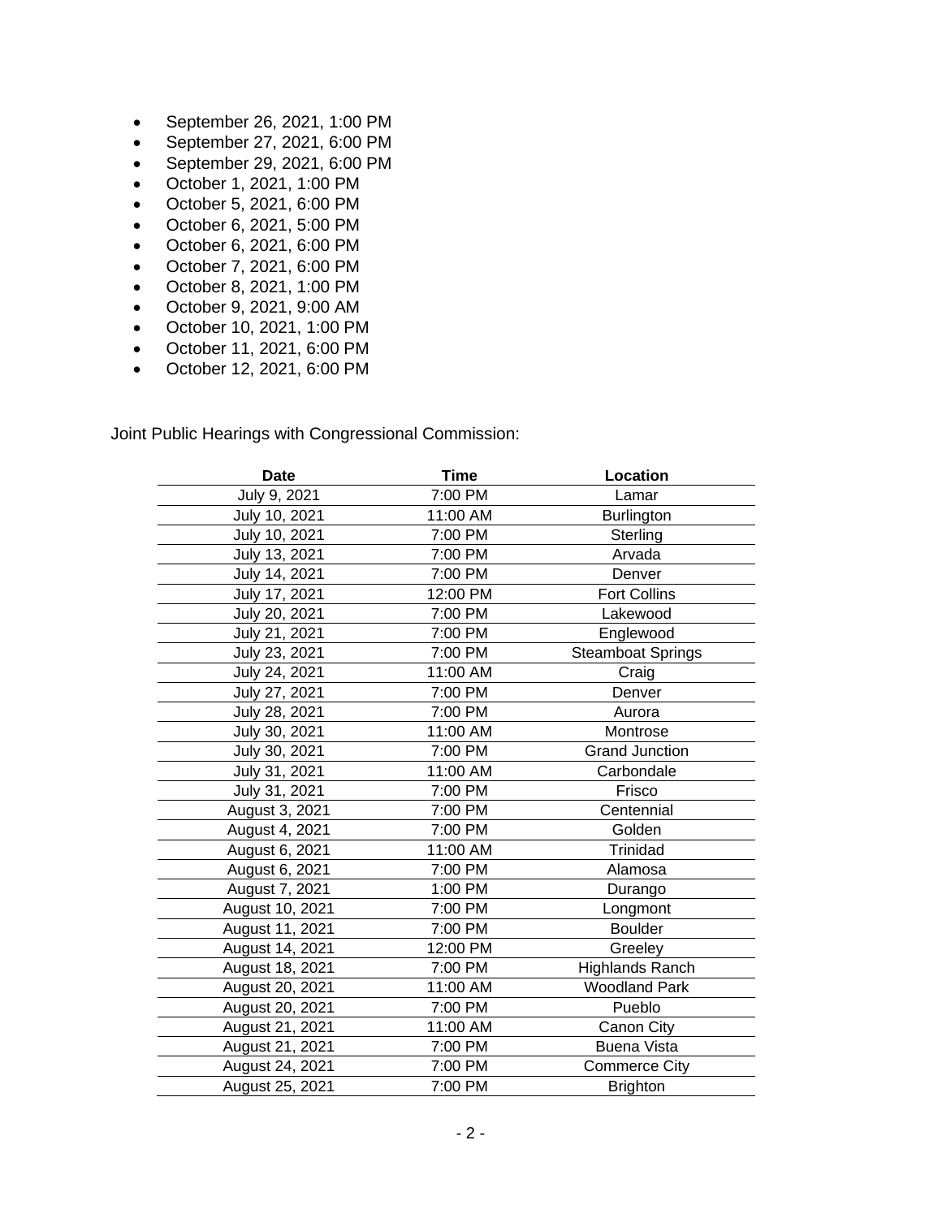- September 26, 2021, 1:00 PM
- September 27, 2021, 6:00 PM
- September 29, 2021, 6:00 PM
- October 1, 2021, 1:00 PM
- October 5, 2021, 6:00 PM
- October 6, 2021, 5:00 PM
- October 6, 2021, 6:00 PM
- October 7, 2021, 6:00 PM
- October 8, 2021, 1:00 PM
- October 9, 2021, 9:00 AM
- October 10, 2021, 1:00 PM
- October 11, 2021, 6:00 PM
- October 12, 2021, 6:00 PM

Joint Public Hearings with Congressional Commission:

| Date | Time | Location |
|---|---|---|
| July 9, 2021 | 7:00 PM | Lamar |
| July 10, 2021 | 11:00 AM | Burlington |
| July 10, 2021 | 7:00 PM | Sterling |
| July 13, 2021 | 7:00 PM | Arvada |
| July 14, 2021 | 7:00 PM | Denver |
| July 17, 2021 | 12:00 PM | Fort Collins |
| July 20, 2021 | 7:00 PM | Lakewood |
| July 21, 2021 | 7:00 PM | Englewood |
| July 23, 2021 | 7:00 PM | Steamboat Springs |
| July 24, 2021 | 11:00 AM | Craig |
| July 27, 2021 | 7:00 PM | Denver |
| July 28, 2021 | 7:00 PM | Aurora |
| July 30, 2021 | 11:00 AM | Montrose |
| July 30, 2021 | 7:00 PM | Grand Junction |
| July 31, 2021 | 11:00 AM | Carbondale |
| July 31, 2021 | 7:00 PM | Frisco |
| August 3, 2021 | 7:00 PM | Centennial |
| August 4, 2021 | 7:00 PM | Golden |
| August 6, 2021 | 11:00 AM | Trinidad |
| August 6, 2021 | 7:00 PM | Alamosa |
| August 7, 2021 | 1:00 PM | Durango |
| August 10, 2021 | 7:00 PM | Longmont |
| August 11, 2021 | 7:00 PM | Boulder |
| August 14, 2021 | 12:00 PM | Greeley |
| August 18, 2021 | 7:00 PM | Highlands Ranch |
| August 20, 2021 | 11:00 AM | Woodland Park |
| August 20, 2021 | 7:00 PM | Pueblo |
| August 21, 2021 | 11:00 AM | Canon City |
| August 21, 2021 | 7:00 PM | Buena Vista |
| August 24, 2021 | 7:00 PM | Commerce City |
| August 25, 2021 | 7:00 PM | Brighton |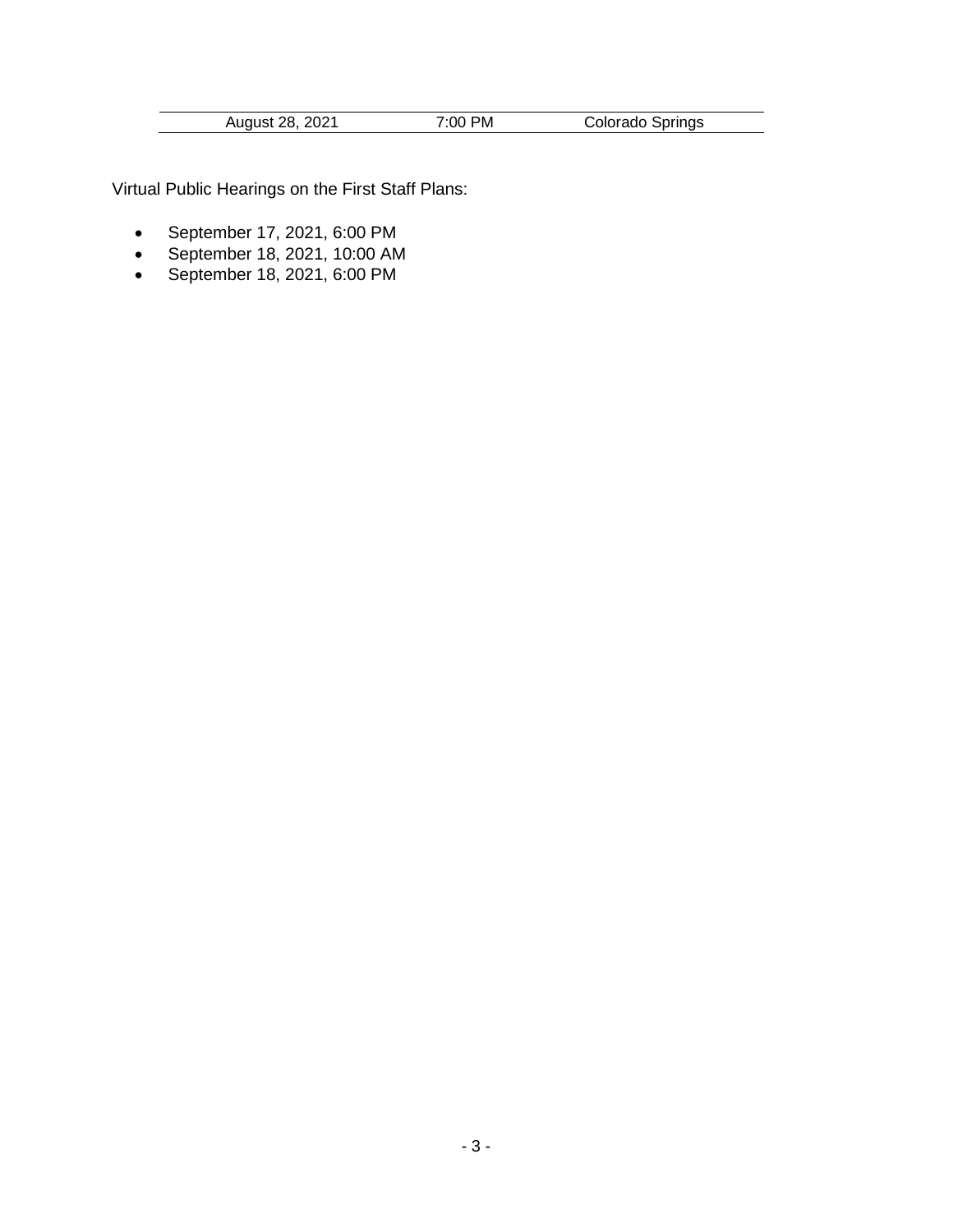| | | |
|---|---|---|
| August 28, 2021 | 7:00 PM | Colorado Springs |

Virtual Public Hearings on the First Staff Plans:

- September 17, 2021, 6:00 PM
- September 18, 2021, 10:00 AM
- September 18, 2021, 6:00 PM